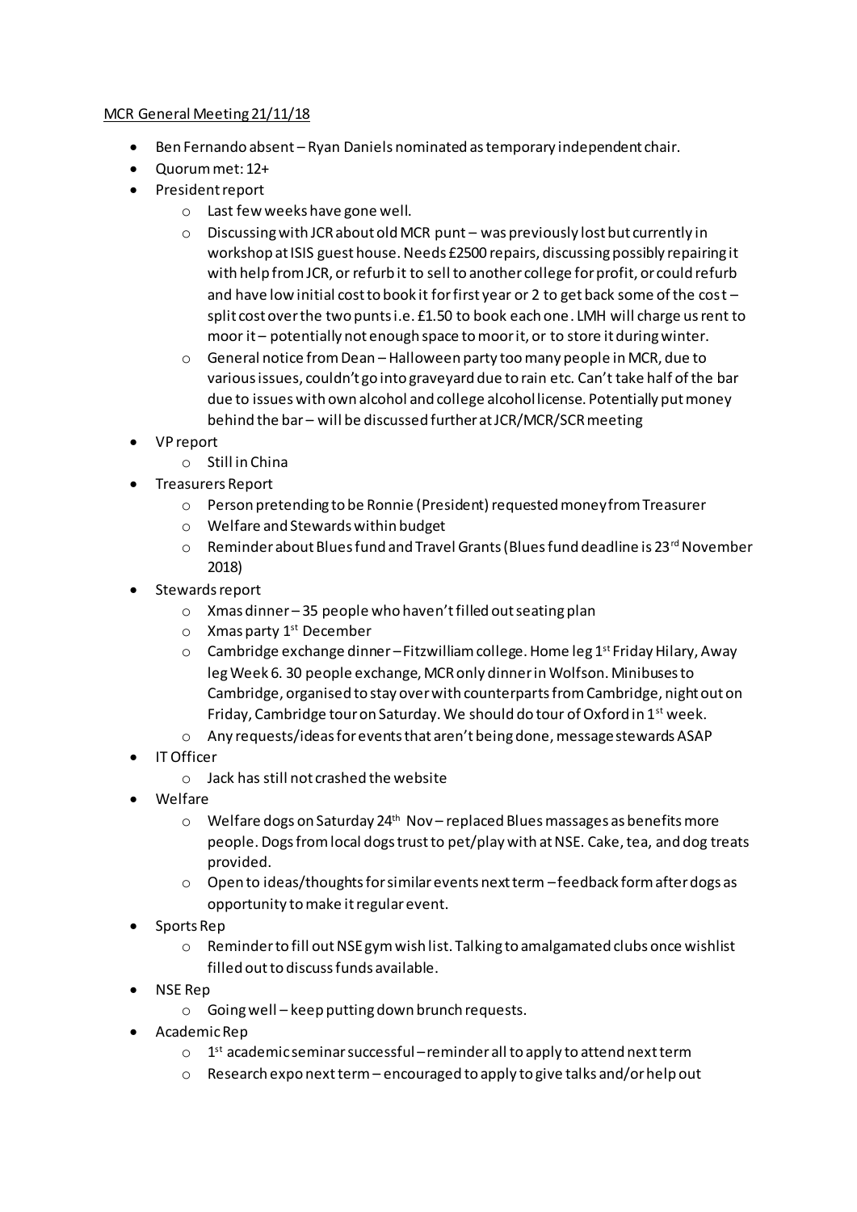MCR General Meeting 21/11/18

- Ben Fernando absent – Ryan Daniels nominated as temporary independent chair.
- Quorum met: 12+
- President report
  - Last few weeks have gone well.
  - Discussing with JCR about old MCR punt – was previously lost but currently in workshop at ISIS guest house. Needs £2500 repairs, discussing possibly repairing it with help from JCR, or refurb it to sell to another college for profit, or could refurb and have low initial cost to book it for first year or 2 to get back some of the cost – split cost over the two punts i.e. £1.50 to book each one. LMH will charge us rent to moor it – potentially not enough space to moor it, or to store it during winter.
  - General notice from Dean – Halloween party too many people in MCR, due to various issues, couldn't go into graveyard due to rain etc. Can't take half of the bar due to issues with own alcohol and college alcohol license. Potentially put money behind the bar – will be discussed further at JCR/MCR/SCR meeting
- VP report
  - Still in China
- Treasurers Report
  - Person pretending to be Ronnie (President) requested money from Treasurer
  - Welfare and Stewards within budget
  - Reminder about Blues fund and Travel Grants (Blues fund deadline is 23rd November 2018)
- Stewards report
  - Xmas dinner – 35 people who haven't filled out seating plan
  - Xmas party 1st December
  - Cambridge exchange dinner – Fitzwilliam college. Home leg 1st Friday Hilary, Away leg Week 6. 30 people exchange, MCR only dinner in Wolfson. Minibuses to Cambridge, organised to stay over with counterparts from Cambridge, night out on Friday, Cambridge tour on Saturday. We should do tour of Oxford in 1st week.
  - Any requests/ideas for events that aren't being done, message stewards ASAP
- IT Officer
  - Jack has still not crashed the website
- Welfare
  - Welfare dogs on Saturday 24th Nov – replaced Blues massages as benefits more people. Dogs from local dogs trust to pet/play with at NSE. Cake, tea, and dog treats provided.
  - Open to ideas/thoughts for similar events next term – feedback form after dogs as opportunity to make it regular event.
- Sports Rep
  - Reminder to fill out NSE gym wish list. Talking to amalgamated clubs once wishlist filled out to discuss funds available.
- NSE Rep
  - Going well – keep putting down brunch requests.
- Academic Rep
  - 1st academic seminar successful – reminder all to apply to attend next term
  - Research expo next term – encouraged to apply to give talks and/or help out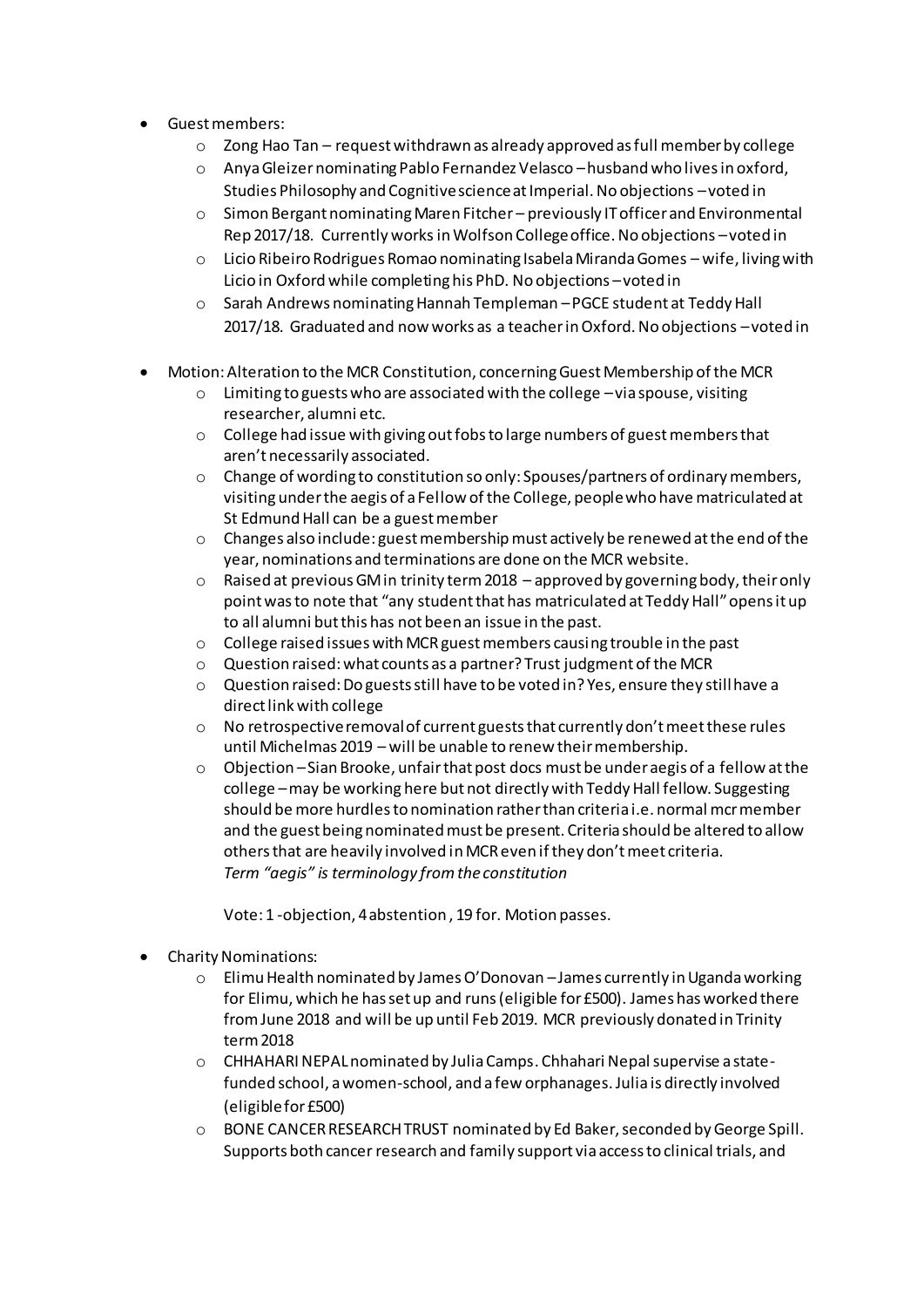- Guest members:
  - Zong Hao Tan – request withdrawn as already approved as full member by college
  - Anya Gleizer nominating Pablo Fernandez Velasco – husband who lives in oxford, Studies Philosophy and Cognitive science at Imperial. No objections – voted in
  - Simon Bergant nominating Maren Fitcher – previously IT officer and Environmental Rep 2017/18. Currently works in Wolfson College office. No objections – voted in
  - Licio Ribeiro Rodrigues Romao nominating Isabela Miranda Gomes – wife, living with Licio in Oxford while completing his PhD. No objections – voted in
  - Sarah Andrews nominating Hannah Templeman – PGCE student at Teddy Hall 2017/18. Graduated and now works as a teacher in Oxford. No objections – voted in

- Motion: Alteration to the MCR Constitution, concerning Guest Membership of the MCR
  - Limiting to guests who are associated with the college – via spouse, visiting researcher, alumni etc.
  - College had issue with giving out fobs to large numbers of guest members that aren't necessarily associated.
  - Change of wording to constitution so only: Spouses/partners of ordinary members, visiting under the aegis of a Fellow of the College, people who have matriculated at St Edmund Hall can be a guest member
  - Changes also include: guest membership must actively be renewed at the end of the year, nominations and terminations are done on the MCR website.
  - Raised at previous GM in trinity term 2018 – approved by governing body, their only point was to note that "any student that has matriculated at Teddy Hall" opens it up to all alumni but this has not been an issue in the past.
  - College raised issues with MCR guest members causing trouble in the past
  - Question raised: what counts as a partner? Trust judgment of the MCR
  - Question raised: Do guests still have to be voted in? Yes, ensure they still have a direct link with college
  - No retrospective removal of current guests that currently don't meet these rules until Michelmas 2019 – will be unable to renew their membership.
  - Objection – Sian Brooke, unfair that post docs must be under aegis of a fellow at the college – may be working here but not directly with Teddy Hall fellow. Suggesting should be more hurdles to nomination rather than criteria i.e. normal mcr member and the guest being nominated must be present. Criteria should be altered to allow others that are heavily involved in MCR even if they don't meet criteria.
    *Term "aegis" is terminology from the constitution*

  Vote: 1 -objection, 4 abstention , 19 for. Motion passes.

- Charity Nominations:
  - Elimu Health nominated by James O'Donovan – James currently in Uganda working for Elimu, which he has set up and runs (eligible for £500). James has worked there from June 2018 and will be up until Feb 2019. MCR previously donated in Trinity term 2018
  - CHHAHARI NEPAL nominated by Julia Camps. Chhahari Nepal supervise a state-funded school, a women-school, and a few orphanages. Julia is directly involved (eligible for £500)
  - BONE CANCER RESEARCH TRUST nominated by Ed Baker, seconded by George Spill. Supports both cancer research and family support via access to clinical trials, and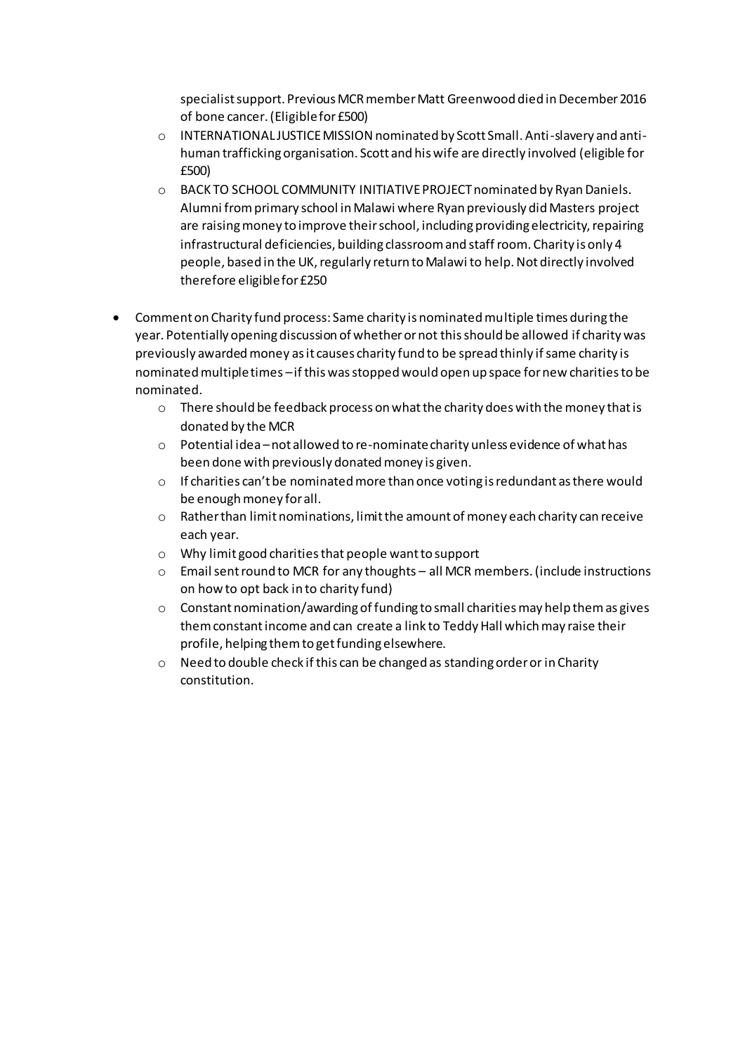specialist support. Previous MCR member Matt Greenwood died in December 2016 of bone cancer. (Eligible for £500)

  - INTERNATIONAL JUSTICE MISSION nominated by Scott Small. Anti-slavery and anti-human trafficking organisation. Scott and his wife are directly involved (eligible for £500)
  - BACK TO SCHOOL COMMUNITY INITIATIVE PROJECT nominated by Ryan Daniels. Alumni from primary school in Malawi where Ryan previously did Masters project are raising money to improve their school, including providing electricity, repairing infrastructural deficiencies, building classroom and staff room. Charity is only 4 people, based in the UK, regularly return to Malawi to help. Not directly involved therefore eligible for £250

- Comment on Charity fund process: Same charity is nominated multiple times during the year. Potentially opening discussion of whether or not this should be allowed if charity was previously awarded money as it causes charity fund to be spread thinly if same charity is nominated multiple times – if this was stopped would open up space for new charities to be nominated.
  - There should be feedback process on what the charity does with the money that is donated by the MCR
  - Potential idea – not allowed to re-nominate charity unless evidence of what has been done with previously donated money is given.
  - If charities can't be nominated more than once voting is redundant as there would be enough money for all.
  - Rather than limit nominations, limit the amount of money each charity can receive each year.
  - Why limit good charities that people want to support
  - Email sent round to MCR for any thoughts – all MCR members. (include instructions on how to opt back in to charity fund)
  - Constant nomination/awarding of funding to small charities may help them as gives them constant income and can create a link to Teddy Hall which may raise their profile, helping them to get funding elsewhere.
  - Need to double check if this can be changed as standing order or in Charity constitution.